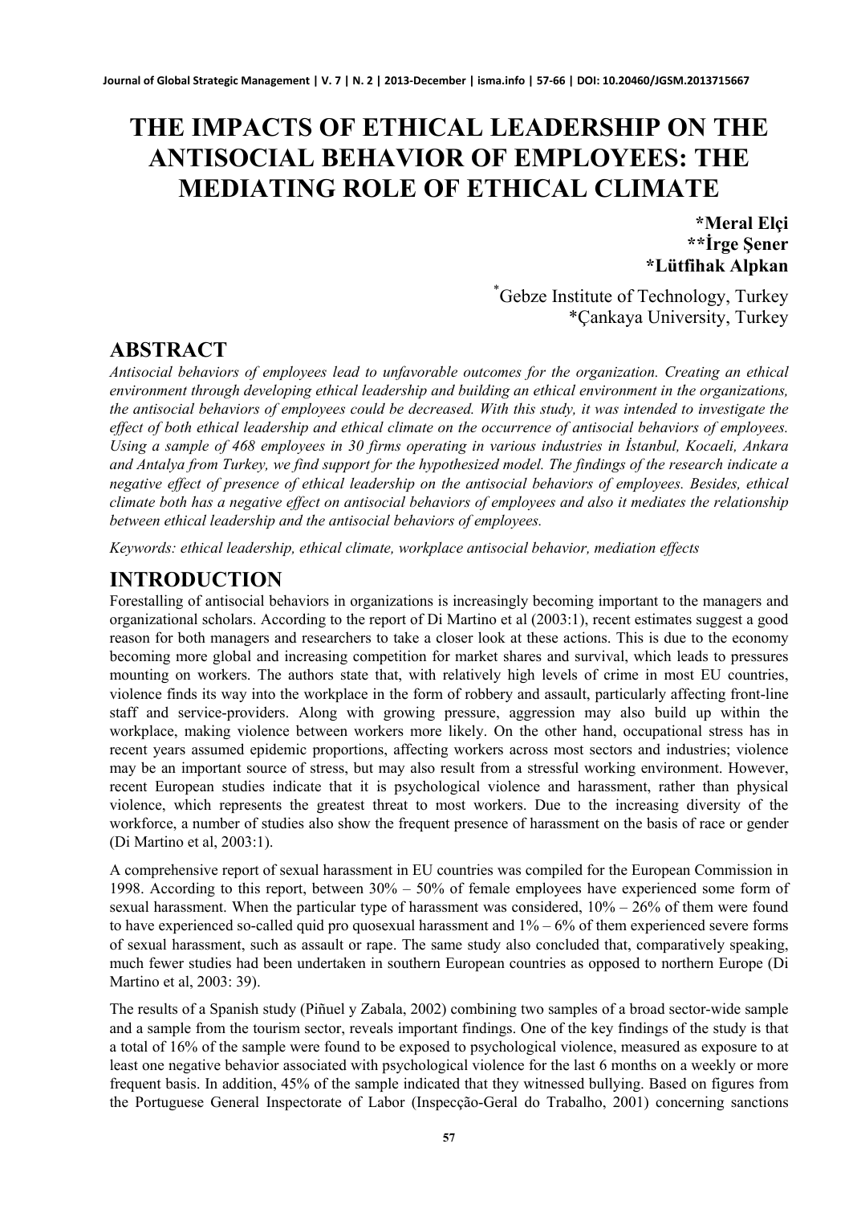# THE IMPACTS OF ETHICAL LEADERSHIP ON THE ANTISOCIAL BEHAVIOR OF EMPLOYEES: THE MEDIATING ROLE OF ETHICAL CLIMATE

**\*Meral Elçi**
**\*\*İrge Şener**
**\*Lütfihak Alpkan**

[\*] Gebze Institute of Technology, Turkey
\*Çankaya University, Turkey

## ABSTRACT

*Antisocial behaviors of employees lead to unfavorable outcomes for the organization. Creating an ethical environment through developing ethical leadership and building an ethical environment in the organizations, the antisocial behaviors of employees could be decreased. With this study, it was intended to investigate the effect of both ethical leadership and ethical climate on the occurrence of antisocial behaviors of employees. Using a sample of 468 employees in 30 firms operating in various industries in İstanbul, Kocaeli, Ankara and Antalya from Turkey, we find support for the hypothesized model. The findings of the research indicate a negative effect of presence of ethical leadership on the antisocial behaviors of employees. Besides, ethical climate both has a negative effect on antisocial behaviors of employees and also it mediates the relationship between ethical leadership and the antisocial behaviors of employees.*

*Keywords: ethical leadership, ethical climate, workplace antisocial behavior, mediation effects*

## INTRODUCTION

Forestalling of antisocial behaviors in organizations is increasingly becoming important to the managers and organizational scholars. According to the report of Di Martino et al (2003:1), recent estimates suggest a good reason for both managers and researchers to take a closer look at these actions. This is due to the economy becoming more global and increasing competition for market shares and survival, which leads to pressures mounting on workers. The authors state that, with relatively high levels of crime in most EU countries, violence finds its way into the workplace in the form of robbery and assault, particularly affecting front-line staff and service-providers. Along with growing pressure, aggression may also build up within the workplace, making violence between workers more likely. On the other hand, occupational stress has in recent years assumed epidemic proportions, affecting workers across most sectors and industries; violence may be an important source of stress, but may also result from a stressful working environment. However, recent European studies indicate that it is psychological violence and harassment, rather than physical violence, which represents the greatest threat to most workers. Due to the increasing diversity of the workforce, a number of studies also show the frequent presence of harassment on the basis of race or gender (Di Martino et al, 2003:1).

A comprehensive report of sexual harassment in EU countries was compiled for the European Commission in 1998. According to this report, between 30% – 50% of female employees have experienced some form of sexual harassment. When the particular type of harassment was considered, 10% – 26% of them were found to have experienced so-called quid pro quosexual harassment and 1% – 6% of them experienced severe forms of sexual harassment, such as assault or rape. The same study also concluded that, comparatively speaking, much fewer studies had been undertaken in southern European countries as opposed to northern Europe (Di Martino et al, 2003: 39).

The results of a Spanish study (Piñuel y Zabala, 2002) combining two samples of a broad sector-wide sample and a sample from the tourism sector, reveals important findings. One of the key findings of the study is that a total of 16% of the sample were found to be exposed to psychological violence, measured as exposure to at least one negative behavior associated with psychological violence for the last 6 months on a weekly or more frequent basis. In addition, 45% of the sample indicated that they witnessed bullying. Based on figures from the Portuguese General Inspectorate of Labor (Inspecção-Geral do Trabalho, 2001) concerning sanctions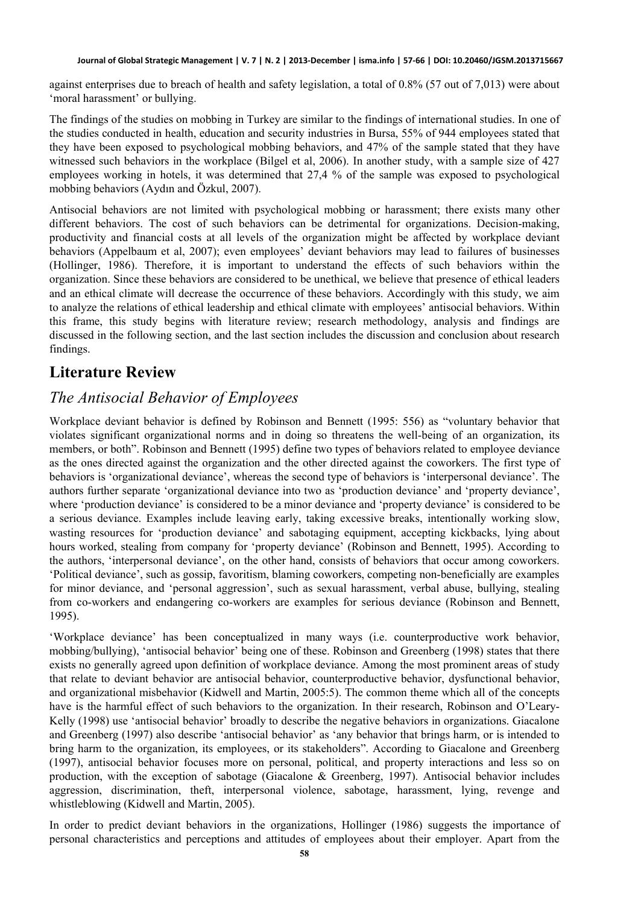against enterprises due to breach of health and safety legislation, a total of 0.8% (57 out of 7,013) were about 'moral harassment' or bullying.

The findings of the studies on mobbing in Turkey are similar to the findings of international studies. In one of the studies conducted in health, education and security industries in Bursa, 55% of 944 employees stated that they have been exposed to psychological mobbing behaviors, and 47% of the sample stated that they have witnessed such behaviors in the workplace (Bilgel et al, 2006). In another study, with a sample size of 427 employees working in hotels, it was determined that 27,4 % of the sample was exposed to psychological mobbing behaviors (Aydın and Özkul, 2007).

Antisocial behaviors are not limited with psychological mobbing or harassment; there exists many other different behaviors. The cost of such behaviors can be detrimental for organizations. Decision-making, productivity and financial costs at all levels of the organization might be affected by workplace deviant behaviors (Appelbaum et al, 2007); even employees' deviant behaviors may lead to failures of businesses (Hollinger, 1986). Therefore, it is important to understand the effects of such behaviors within the organization. Since these behaviors are considered to be unethical, we believe that presence of ethical leaders and an ethical climate will decrease the occurrence of these behaviors. Accordingly with this study, we aim to analyze the relations of ethical leadership and ethical climate with employees' antisocial behaviors. Within this frame, this study begins with literature review; research methodology, analysis and findings are discussed in the following section, and the last section includes the discussion and conclusion about research findings.

## Literature Review

### *The Antisocial Behavior of Employees*

Workplace deviant behavior is defined by Robinson and Bennett (1995: 556) as "voluntary behavior that violates significant organizational norms and in doing so threatens the well-being of an organization, its members, or both". Robinson and Bennett (1995) define two types of behaviors related to employee deviance as the ones directed against the organization and the other directed against the coworkers. The first type of behaviors is 'organizational deviance', whereas the second type of behaviors is 'interpersonal deviance'. The authors further separate 'organizational deviance into two as 'production deviance' and 'property deviance', where 'production deviance' is considered to be a minor deviance and 'property deviance' is considered to be a serious deviance. Examples include leaving early, taking excessive breaks, intentionally working slow, wasting resources for 'production deviance' and sabotaging equipment, accepting kickbacks, lying about hours worked, stealing from company for 'property deviance' (Robinson and Bennett, 1995). According to the authors, 'interpersonal deviance', on the other hand, consists of behaviors that occur among coworkers. 'Political deviance', such as gossip, favoritism, blaming coworkers, competing non-beneficially are examples for minor deviance, and 'personal aggression', such as sexual harassment, verbal abuse, bullying, stealing from co-workers and endangering co-workers are examples for serious deviance (Robinson and Bennett, 1995).

'Workplace deviance' has been conceptualized in many ways (i.e. counterproductive work behavior, mobbing/bullying), 'antisocial behavior' being one of these. Robinson and Greenberg (1998) states that there exists no generally agreed upon definition of workplace deviance. Among the most prominent areas of study that relate to deviant behavior are antisocial behavior, counterproductive behavior, dysfunctional behavior, and organizational misbehavior (Kidwell and Martin, 2005:5). The common theme which all of the concepts have is the harmful effect of such behaviors to the organization. In their research, Robinson and O'Leary-Kelly (1998) use 'antisocial behavior' broadly to describe the negative behaviors in organizations. Giacalone and Greenberg (1997) also describe 'antisocial behavior' as 'any behavior that brings harm, or is intended to bring harm to the organization, its employees, or its stakeholders". According to Giacalone and Greenberg (1997), antisocial behavior focuses more on personal, political, and property interactions and less so on production, with the exception of sabotage (Giacalone & Greenberg, 1997). Antisocial behavior includes aggression, discrimination, theft, interpersonal violence, sabotage, harassment, lying, revenge and whistleblowing (Kidwell and Martin, 2005).

In order to predict deviant behaviors in the organizations, Hollinger (1986) suggests the importance of personal characteristics and perceptions and attitudes of employees about their employer. Apart from the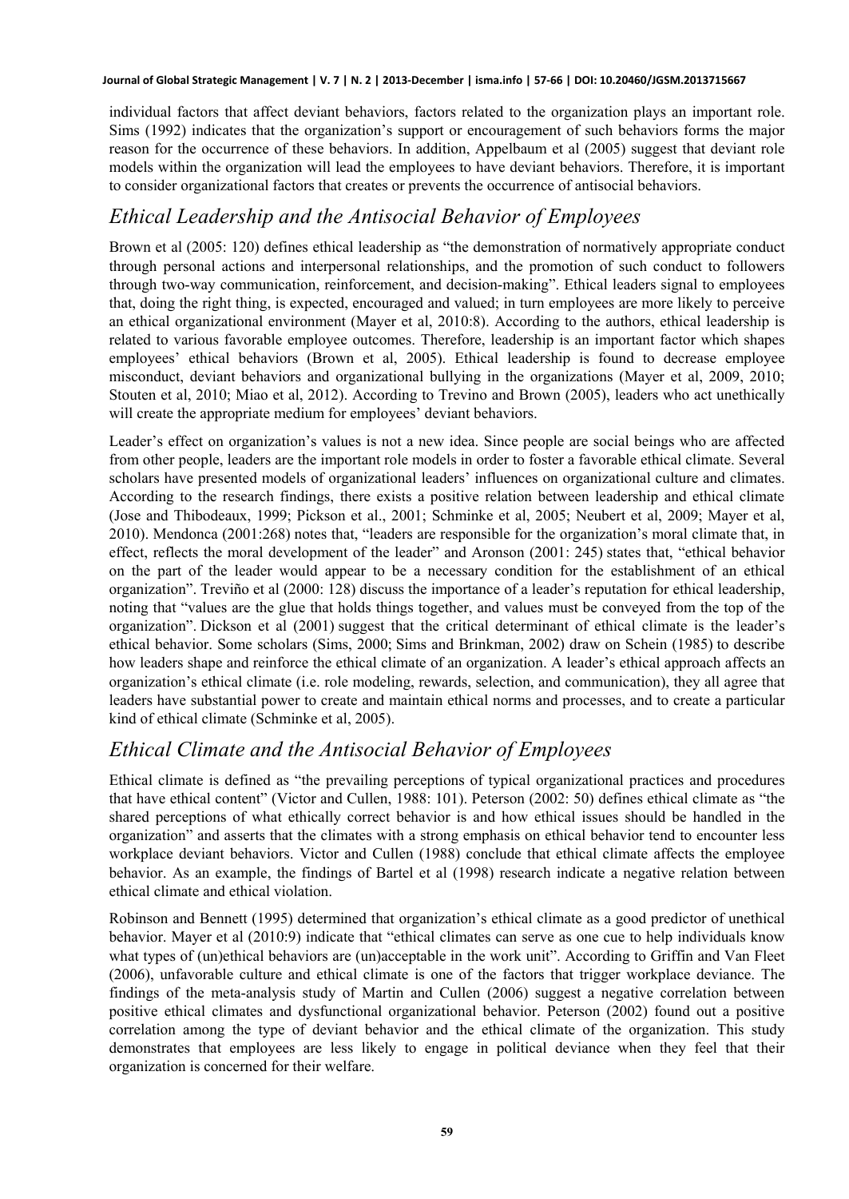individual factors that affect deviant behaviors, factors related to the organization plays an important role. Sims (1992) indicates that the organization's support or encouragement of such behaviors forms the major reason for the occurrence of these behaviors. In addition, Appelbaum et al (2005) suggest that deviant role models within the organization will lead the employees to have deviant behaviors. Therefore, it is important to consider organizational factors that creates or prevents the occurrence of antisocial behaviors.

## *Ethical Leadership and the Antisocial Behavior of Employees*

Brown et al (2005: 120) defines ethical leadership as "the demonstration of normatively appropriate conduct through personal actions and interpersonal relationships, and the promotion of such conduct to followers through two-way communication, reinforcement, and decision-making". Ethical leaders signal to employees that, doing the right thing, is expected, encouraged and valued; in turn employees are more likely to perceive an ethical organizational environment (Mayer et al, 2010:8). According to the authors, ethical leadership is related to various favorable employee outcomes. Therefore, leadership is an important factor which shapes employees' ethical behaviors (Brown et al, 2005). Ethical leadership is found to decrease employee misconduct, deviant behaviors and organizational bullying in the organizations (Mayer et al, 2009, 2010; Stouten et al, 2010; Miao et al, 2012). According to Trevino and Brown (2005), leaders who act unethically will create the appropriate medium for employees' deviant behaviors.

Leader's effect on organization's values is not a new idea. Since people are social beings who are affected from other people, leaders are the important role models in order to foster a favorable ethical climate. Several scholars have presented models of organizational leaders' influences on organizational culture and climates. According to the research findings, there exists a positive relation between leadership and ethical climate (Jose and Thibodeaux, 1999; Pickson et al., 2001; Schminke et al, 2005; Neubert et al, 2009; Mayer et al, 2010). Mendonca (2001:268) notes that, "leaders are responsible for the organization's moral climate that, in effect, reflects the moral development of the leader" and Aronson (2001: 245) states that, "ethical behavior on the part of the leader would appear to be a necessary condition for the establishment of an ethical organization". Treviño et al (2000: 128) discuss the importance of a leader's reputation for ethical leadership, noting that "values are the glue that holds things together, and values must be conveyed from the top of the organization". Dickson et al (2001) suggest that the critical determinant of ethical climate is the leader's ethical behavior. Some scholars (Sims, 2000; Sims and Brinkman, 2002) draw on Schein (1985) to describe how leaders shape and reinforce the ethical climate of an organization. A leader's ethical approach affects an organization's ethical climate (i.e. role modeling, rewards, selection, and communication), they all agree that leaders have substantial power to create and maintain ethical norms and processes, and to create a particular kind of ethical climate (Schminke et al, 2005).

## *Ethical Climate and the Antisocial Behavior of Employees*

Ethical climate is defined as "the prevailing perceptions of typical organizational practices and procedures that have ethical content" (Victor and Cullen, 1988: 101). Peterson (2002: 50) defines ethical climate as "the shared perceptions of what ethically correct behavior is and how ethical issues should be handled in the organization" and asserts that the climates with a strong emphasis on ethical behavior tend to encounter less workplace deviant behaviors. Victor and Cullen (1988) conclude that ethical climate affects the employee behavior. As an example, the findings of Bartel et al (1998) research indicate a negative relation between ethical climate and ethical violation.

Robinson and Bennett (1995) determined that organization's ethical climate as a good predictor of unethical behavior. Mayer et al (2010:9) indicate that "ethical climates can serve as one cue to help individuals know what types of (un)ethical behaviors are (un)acceptable in the work unit". According to Griffin and Van Fleet (2006), unfavorable culture and ethical climate is one of the factors that trigger workplace deviance. The findings of the meta-analysis study of Martin and Cullen (2006) suggest a negative correlation between positive ethical climates and dysfunctional organizational behavior. Peterson (2002) found out a positive correlation among the type of deviant behavior and the ethical climate of the organization. This study demonstrates that employees are less likely to engage in political deviance when they feel that their organization is concerned for their welfare.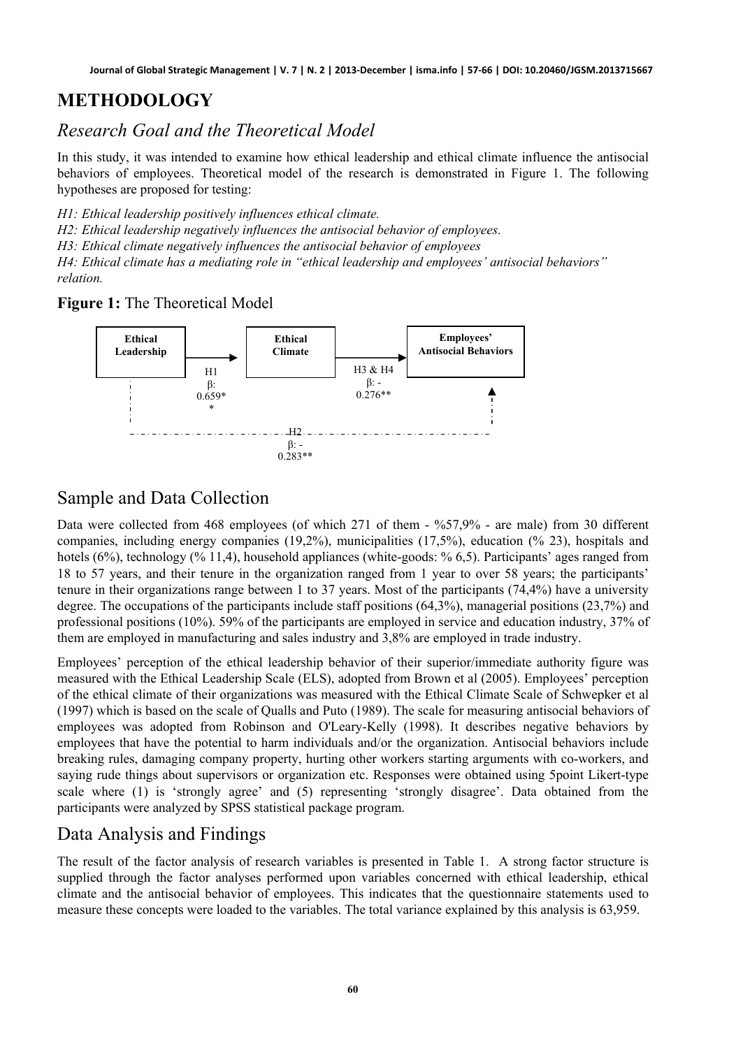# METHODOLOGY

## *Research Goal and the Theoretical Model*

In this study, it was intended to examine how ethical leadership and ethical climate influence the antisocial behaviors of employees. Theoretical model of the research is demonstrated in Figure 1. The following hypotheses are proposed for testing:

*H1: Ethical leadership positively influences ethical climate.*
*H2: Ethical leadership negatively influences the antisocial behavior of employees.*
*H3: Ethical climate negatively influences the antisocial behavior of employees*
*H4: Ethical climate has a mediating role in "ethical leadership and employees' antisocial behaviors" relation.*

**Figure 1:** The Theoretical Model

Ethical Leadership → (H1, β: 0.659**) → Ethical Climate → (H3 & H4, β: -0.276**) → Employees' Antisocial Behaviors

Ethical Leadership - - → (H2, β: -0.283**) - - → Employees' Antisocial Behaviors

## Sample and Data Collection

Data were collected from 468 employees (of which 271 of them - %57,9% - are male) from 30 different companies, including energy companies (19,2%), municipalities (17,5%), education (% 23), hospitals and hotels (6%), technology (% 11,4), household appliances (white-goods: % 6,5). Participants' ages ranged from 18 to 57 years, and their tenure in the organization ranged from 1 year to over 58 years; the participants' tenure in their organizations range between 1 to 37 years. Most of the participants (74,4%) have a university degree. The occupations of the participants include staff positions (64,3%), managerial positions (23,7%) and professional positions (10%). 59% of the participants are employed in service and education industry, 37% of them are employed in manufacturing and sales industry and 3,8% are employed in trade industry.

Employees' perception of the ethical leadership behavior of their superior/immediate authority figure was measured with the Ethical Leadership Scale (ELS), adopted from Brown et al (2005). Employees' perception of the ethical climate of their organizations was measured with the Ethical Climate Scale of Schwepker et al (1997) which is based on the scale of Qualls and Puto (1989). The scale for measuring antisocial behaviors of employees was adopted from Robinson and O'Leary-Kelly (1998). It describes negative behaviors by employees that have the potential to harm individuals and/or the organization. Antisocial behaviors include breaking rules, damaging company property, hurting other workers starting arguments with co-workers, and saying rude things about supervisors or organization etc. Responses were obtained using 5point Likert-type scale where (1) is 'strongly agree' and (5) representing 'strongly disagree'. Data obtained from the participants were analyzed by SPSS statistical package program.

## Data Analysis and Findings

The result of the factor analysis of research variables is presented in Table 1. A strong factor structure is supplied through the factor analyses performed upon variables concerned with ethical leadership, ethical climate and the antisocial behavior of employees. This indicates that the questionnaire statements used to measure these concepts were loaded to the variables. The total variance explained by this analysis is 63,959.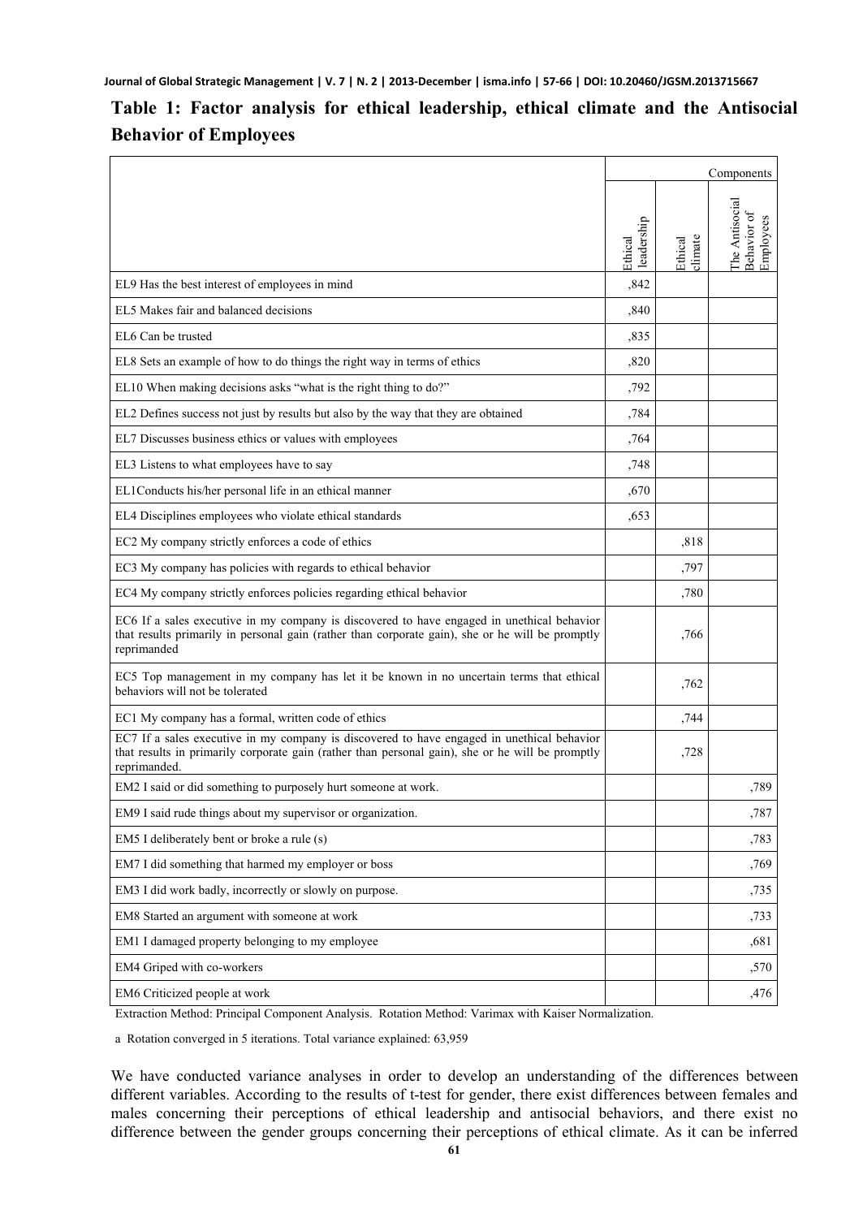## Table 1: Factor analysis for ethical leadership, ethical climate and the Antisocial Behavior of Employees

| | Components | | |
|---|---|---|---|
| | Ethical leadership | Ethical climate | The Antisocial Behavior of Employees |
| EL9 Has the best interest of employees in mind | ,842 | | |
| EL5 Makes fair and balanced decisions | ,840 | | |
| EL6 Can be trusted | ,835 | | |
| EL8 Sets an example of how to do things the right way in terms of ethics | ,820 | | |
| EL10 When making decisions asks "what is the right thing to do?" | ,792 | | |
| EL2 Defines success not just by results but also by the way that they are obtained | ,784 | | |
| EL7 Discusses business ethics or values with employees | ,764 | | |
| EL3 Listens to what employees have to say | ,748 | | |
| EL1Conducts his/her personal life in an ethical manner | ,670 | | |
| EL4 Disciplines employees who violate ethical standards | ,653 | | |
| EC2 My company strictly enforces a code of ethics | | ,818 | |
| EC3 My company has policies with regards to ethical behavior | | ,797 | |
| EC4 My company strictly enforces policies regarding ethical behavior | | ,780 | |
| EC6 If a sales executive in my company is discovered to have engaged in unethical behavior that results primarily in personal gain (rather than corporate gain), she or he will be promptly reprimanded | | ,766 | |
| EC5 Top management in my company has let it be known in no uncertain terms that ethical behaviors will not be tolerated | | ,762 | |
| EC1 My company has a formal, written code of ethics | | ,744 | |
| EC7 If a sales executive in my company is discovered to have engaged in unethical behavior that results in primarily corporate gain (rather than personal gain), she or he will be promptly reprimanded. | | ,728 | |
| EM2 I said or did something to purposely hurt someone at work. | | | ,789 |
| EM9 I said rude things about my supervisor or organization. | | | ,787 |
| EM5 I deliberately bent or broke a rule (s) | | | ,783 |
| EM7 I did something that harmed my employer or boss | | | ,769 |
| EM3 I did work badly, incorrectly or slowly on purpose. | | | ,735 |
| EM8 Started an argument with someone at work | | | ,733 |
| EM1 I damaged property belonging to my employee | | | ,681 |
| EM4 Griped with co-workers | | | ,570 |
| EM6 Criticized people at work | | | ,476 |

Extraction Method: Principal Component Analysis. Rotation Method: Varimax with Kaiser Normalization.

a Rotation converged in 5 iterations. Total variance explained: 63,959

We have conducted variance analyses in order to develop an understanding of the differences between different variables. According to the results of t-test for gender, there exist differences between females and males concerning their perceptions of ethical leadership and antisocial behaviors, and there exist no difference between the gender groups concerning their perceptions of ethical climate. As it can be inferred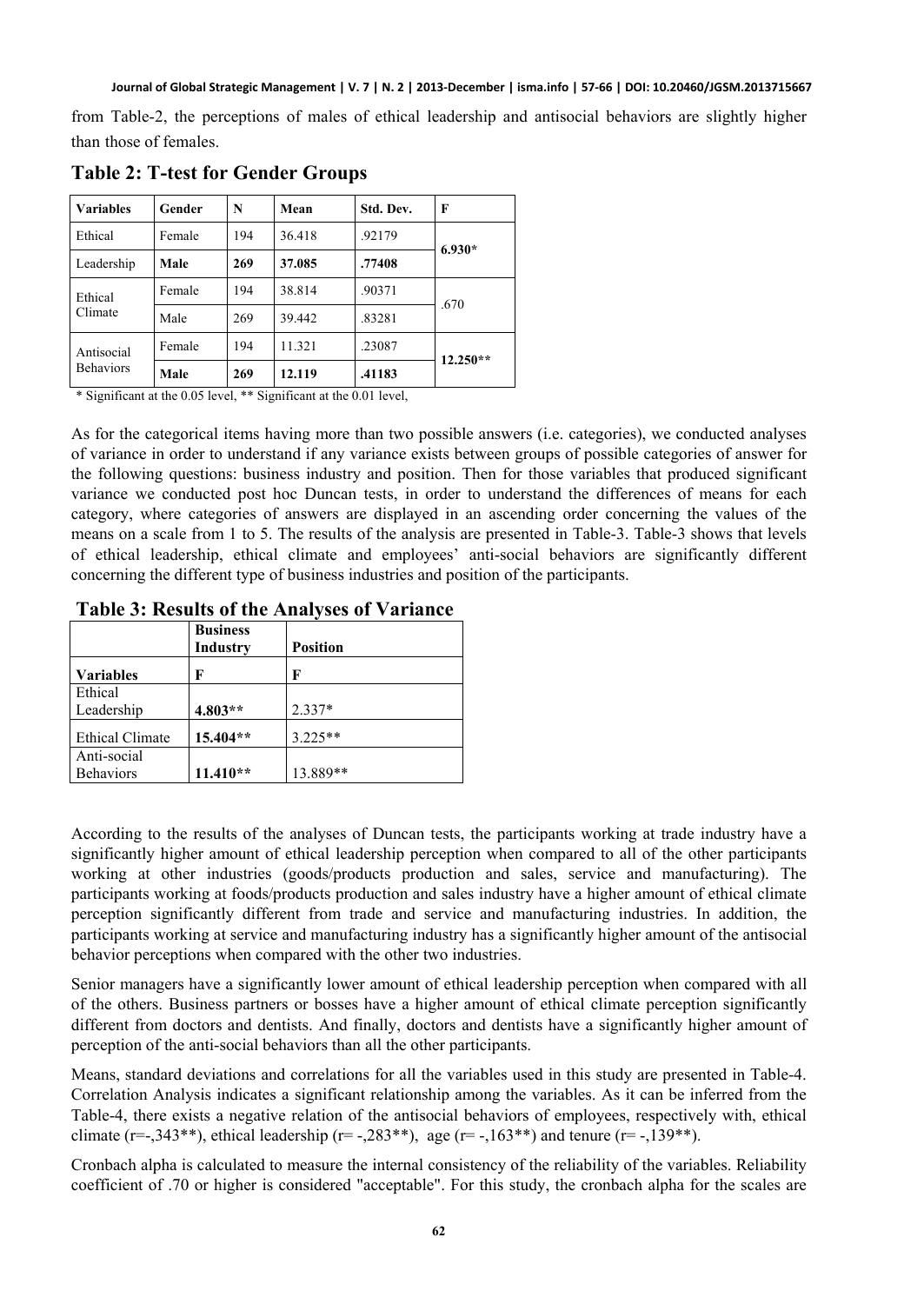from Table-2, the perceptions of males of ethical leadership and antisocial behaviors are slightly higher than those of females.

**Table 2: T-test for Gender Groups**

| Variables | Gender | N | Mean | Std. Dev. | F |
|---|---|---|---|---|---|
| Ethical Leadership | Female | 194 | 36.418 | .92179 | **6.930*** |
| | **Male** | **269** | **37.085** | **.77408** | |
| Ethical Climate | Female | 194 | 38.814 | .90371 | .670 |
| | Male | 269 | 39.442 | .83281 | |
| Antisocial Behaviors | Female | 194 | 11.321 | .23087 | **12.250**** |
| | **Male** | **269** | **12.119** | **.41183** | |

\* Significant at the 0.05 level, ** Significant at the 0.01 level,

As for the categorical items having more than two possible answers (i.e. categories), we conducted analyses of variance in order to understand if any variance exists between groups of possible categories of answer for the following questions: business industry and position. Then for those variables that produced significant variance we conducted post hoc Duncan tests, in order to understand the differences of means for each category, where categories of answers are displayed in an ascending order concerning the values of the means on a scale from 1 to 5. The results of the analysis are presented in Table-3. Table-3 shows that levels of ethical leadership, ethical climate and employees' anti-social behaviors are significantly different concerning the different type of business industries and position of the participants.

**Table 3: Results of the Analyses of Variance**

| | **Business Industry** | **Position** |
|---|---|---|
| **Variables** | **F** | **F** |
| Ethical Leadership | **4.803**** | 2.337* |
| Ethical Climate | **15.404**** | 3.225** |
| Anti-social Behaviors | **11.410**** | 13.889** |

According to the results of the analyses of Duncan tests, the participants working at trade industry have a significantly higher amount of ethical leadership perception when compared to all of the other participants working at other industries (goods/products production and sales, service and manufacturing). The participants working at foods/products production and sales industry have a higher amount of ethical climate perception significantly different from trade and service and manufacturing industries. In addition, the participants working at service and manufacturing industry has a significantly higher amount of the antisocial behavior perceptions when compared with the other two industries.

Senior managers have a significantly lower amount of ethical leadership perception when compared with all of the others. Business partners or bosses have a higher amount of ethical climate perception significantly different from doctors and dentists. And finally, doctors and dentists have a significantly higher amount of perception of the anti-social behaviors than all the other participants.

Means, standard deviations and correlations for all the variables used in this study are presented in Table-4. Correlation Analysis indicates a significant relationship among the variables. As it can be inferred from the Table-4, there exists a negative relation of the antisocial behaviors of employees, respectively with, ethical climate (r=-,343**), ethical leadership (r= -,283**), age (r= -,163**) and tenure (r= -,139**).

Cronbach alpha is calculated to measure the internal consistency of the reliability of the variables. Reliability coefficient of .70 or higher is considered "acceptable". For this study, the cronbach alpha for the scales are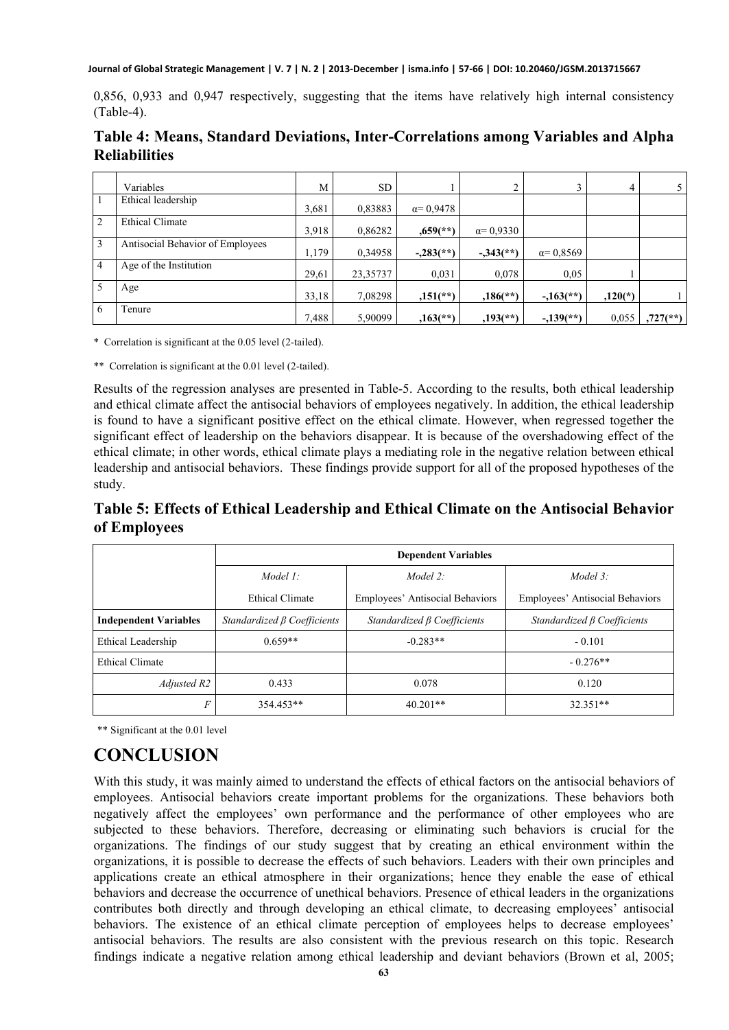0,856, 0,933 and 0,947 respectively, suggesting that the items have relatively high internal consistency (Table-4).

## Table 4: Means, Standard Deviations, Inter-Correlations among Variables and Alpha Reliabilities

| | Variables | M | SD | 1 | 2 | 3 | 4 | 5 |
|---|---|---|---|---|---|---|---|---|
| 1 | Ethical leadership | 3,681 | 0,83883 | α= 0,9478 | | | | |
| 2 | Ethical Climate | 3,918 | 0,86282 | **,659(**)** | α= 0,9330 | | | |
| 3 | Antisocial Behavior of Employees | 1,179 | 0,34958 | **-,283(**)** | **-,343(**)** | α= 0,8569 | | |
| 4 | Age of the Institution | 29,61 | 23,35737 | 0,031 | 0,078 | 0,05 | 1 | |
| 5 | Age | 33,18 | 7,08298 | **,151(**)** | **,186(**)** | **-,163(**)** | **,120(*)** | 1 |
| 6 | Tenure | 7,488 | 5,90099 | **,163(**)** | **,193(**)** | **-,139(**)** | 0,055 | **,727(**)** |

\* Correlation is significant at the 0.05 level (2-tailed).

** Correlation is significant at the 0.01 level (2-tailed).

Results of the regression analyses are presented in Table-5. According to the results, both ethical leadership and ethical climate affect the antisocial behaviors of employees negatively. In addition, the ethical leadership is found to have a significant positive effect on the ethical climate. However, when regressed together the significant effect of leadership on the behaviors disappear. It is because of the overshadowing effect of the ethical climate; in other words, ethical climate plays a mediating role in the negative relation between ethical leadership and antisocial behaviors. These findings provide support for all of the proposed hypotheses of the study.

## Table 5: Effects of Ethical Leadership and Ethical Climate on the Antisocial Behavior of Employees

| | **Dependent Variables** | | |
|---|---|---|---|
| | *Model 1:* Ethical Climate | *Model 2:* Employees' Antisocial Behaviors | *Model 3:* Employees' Antisocial Behaviors |
| **Independent Variables** | *Standardized β Coefficients* | *Standardized β Coefficients* | *Standardized β Coefficients* |
| Ethical Leadership | 0.659** | -0.283** | - 0.101 |
| Ethical Climate | | | - 0.276** |
| *Adjusted R2* | 0.433 | 0.078 | 0.120 |
| *F* | 354.453** | 40.201** | 32.351** |

** Significant at the 0.01 level

# CONCLUSION

With this study, it was mainly aimed to understand the effects of ethical factors on the antisocial behaviors of employees. Antisocial behaviors create important problems for the organizations. These behaviors both negatively affect the employees' own performance and the performance of other employees who are subjected to these behaviors. Therefore, decreasing or eliminating such behaviors is crucial for the organizations. The findings of our study suggest that by creating an ethical environment within the organizations, it is possible to decrease the effects of such behaviors. Leaders with their own principles and applications create an ethical atmosphere in their organizations; hence they enable the ease of ethical behaviors and decrease the occurrence of unethical behaviors. Presence of ethical leaders in the organizations contributes both directly and through developing an ethical climate, to decreasing employees' antisocial behaviors. The existence of an ethical climate perception of employees helps to decrease employees' antisocial behaviors. The results are also consistent with the previous research on this topic. Research findings indicate a negative relation among ethical leadership and deviant behaviors (Brown et al, 2005;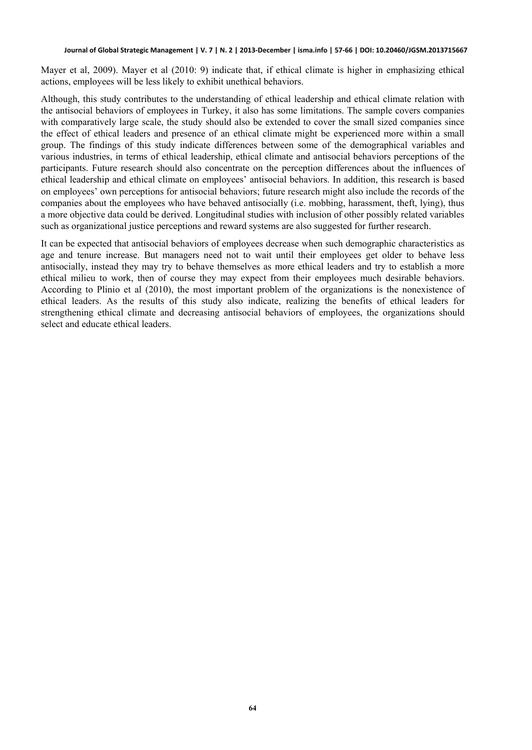Mayer et al, 2009). Mayer et al (2010: 9) indicate that, if ethical climate is higher in emphasizing ethical actions, employees will be less likely to exhibit unethical behaviors.

Although, this study contributes to the understanding of ethical leadership and ethical climate relation with the antisocial behaviors of employees in Turkey, it also has some limitations. The sample covers companies with comparatively large scale, the study should also be extended to cover the small sized companies since the effect of ethical leaders and presence of an ethical climate might be experienced more within a small group. The findings of this study indicate differences between some of the demographical variables and various industries, in terms of ethical leadership, ethical climate and antisocial behaviors perceptions of the participants. Future research should also concentrate on the perception differences about the influences of ethical leadership and ethical climate on employees' antisocial behaviors. In addition, this research is based on employees' own perceptions for antisocial behaviors; future research might also include the records of the companies about the employees who have behaved antisocially (i.e. mobbing, harassment, theft, lying), thus a more objective data could be derived. Longitudinal studies with inclusion of other possibly related variables such as organizational justice perceptions and reward systems are also suggested for further research.

It can be expected that antisocial behaviors of employees decrease when such demographic characteristics as age and tenure increase. But managers need not to wait until their employees get older to behave less antisocially, instead they may try to behave themselves as more ethical leaders and try to establish a more ethical milieu to work, then of course they may expect from their employees much desirable behaviors. According to Plinio et al (2010), the most important problem of the organizations is the nonexistence of ethical leaders. As the results of this study also indicate, realizing the benefits of ethical leaders for strengthening ethical climate and decreasing antisocial behaviors of employees, the organizations should select and educate ethical leaders.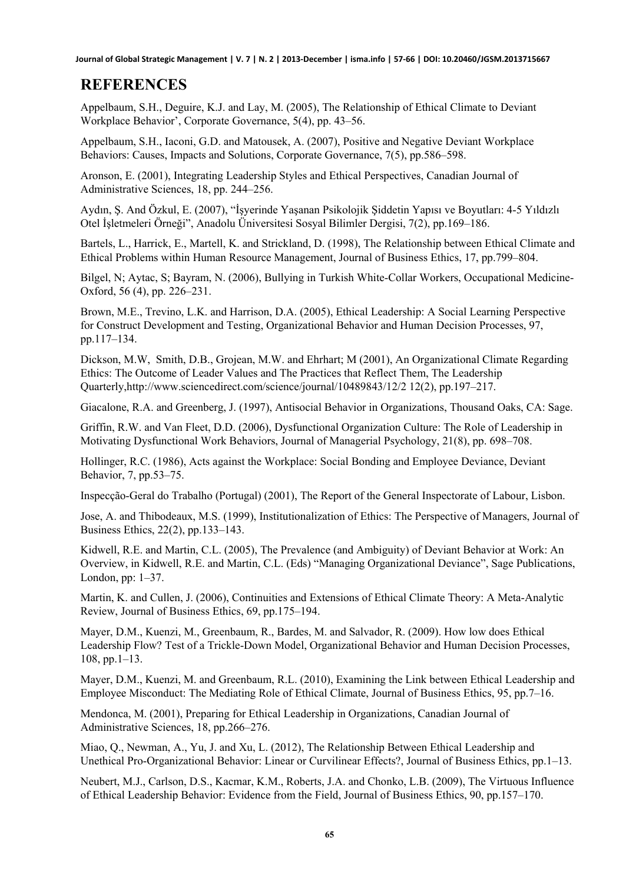## REFERENCES

Appelbaum, S.H., Deguire, K.J. and Lay, M. (2005), The Relationship of Ethical Climate to Deviant Workplace Behavior', Corporate Governance, 5(4), pp. 43–56.

Appelbaum, S.H., Iaconi, G.D. and Matousek, A. (2007), Positive and Negative Deviant Workplace Behaviors: Causes, Impacts and Solutions, Corporate Governance, 7(5), pp.586–598.

Aronson, E. (2001), Integrating Leadership Styles and Ethical Perspectives, Canadian Journal of Administrative Sciences, 18, pp. 244–256.

Aydın, Ş. And Özkul, E. (2007), "İşyerinde Yaşanan Psikolojik Şiddetin Yapısı ve Boyutları: 4-5 Yıldızlı Otel İşletmeleri Örneği", Anadolu Üniversitesi Sosyal Bilimler Dergisi, 7(2), pp.169–186.

Bartels, L., Harrick, E., Martell, K. and Strickland, D. (1998), The Relationship between Ethical Climate and Ethical Problems within Human Resource Management, Journal of Business Ethics, 17, pp.799–804.

Bilgel, N; Aytac, S; Bayram, N. (2006), Bullying in Turkish White-Collar Workers, Occupational Medicine-Oxford, 56 (4), pp. 226–231.

Brown, M.E., Trevino, L.K. and Harrison, D.A. (2005), Ethical Leadership: A Social Learning Perspective for Construct Development and Testing, Organizational Behavior and Human Decision Processes, 97, pp.117–134.

Dickson, M.W, Smith, D.B., Grojean, M.W. and Ehrhart; M (2001), An Organizational Climate Regarding Ethics: The Outcome of Leader Values and The Practices that Reflect Them, The Leadership Quarterly,http://www.sciencedirect.com/science/journal/10489843/12/2 12(2), pp.197–217.

Giacalone, R.A. and Greenberg, J. (1997), Antisocial Behavior in Organizations, Thousand Oaks, CA: Sage.

Griffin, R.W. and Van Fleet, D.D. (2006), Dysfunctional Organization Culture: The Role of Leadership in Motivating Dysfunctional Work Behaviors, Journal of Managerial Psychology, 21(8), pp. 698–708.

Hollinger, R.C. (1986), Acts against the Workplace: Social Bonding and Employee Deviance, Deviant Behavior, 7, pp.53–75.

Inspecção-Geral do Trabalho (Portugal) (2001), The Report of the General Inspectorate of Labour, Lisbon.

Jose, A. and Thibodeaux, M.S. (1999), Institutionalization of Ethics: The Perspective of Managers, Journal of Business Ethics, 22(2), pp.133–143.

Kidwell, R.E. and Martin, C.L. (2005), The Prevalence (and Ambiguity) of Deviant Behavior at Work: An Overview, in Kidwell, R.E. and Martin, C.L. (Eds) "Managing Organizational Deviance", Sage Publications, London, pp: 1–37.

Martin, K. and Cullen, J. (2006), Continuities and Extensions of Ethical Climate Theory: A Meta-Analytic Review, Journal of Business Ethics, 69, pp.175–194.

Mayer, D.M., Kuenzi, M., Greenbaum, R., Bardes, M. and Salvador, R. (2009). How low does Ethical Leadership Flow? Test of a Trickle-Down Model, Organizational Behavior and Human Decision Processes, 108, pp.1–13.

Mayer, D.M., Kuenzi, M. and Greenbaum, R.L. (2010), Examining the Link between Ethical Leadership and Employee Misconduct: The Mediating Role of Ethical Climate, Journal of Business Ethics, 95, pp.7–16.

Mendonca, M. (2001), Preparing for Ethical Leadership in Organizations, Canadian Journal of Administrative Sciences, 18, pp.266–276.

Miao, Q., Newman, A., Yu, J. and Xu, L. (2012), The Relationship Between Ethical Leadership and Unethical Pro-Organizational Behavior: Linear or Curvilinear Effects?, Journal of Business Ethics, pp.1–13.

Neubert, M.J., Carlson, D.S., Kacmar, K.M., Roberts, J.A. and Chonko, L.B. (2009), The Virtuous Influence of Ethical Leadership Behavior: Evidence from the Field, Journal of Business Ethics, 90, pp.157–170.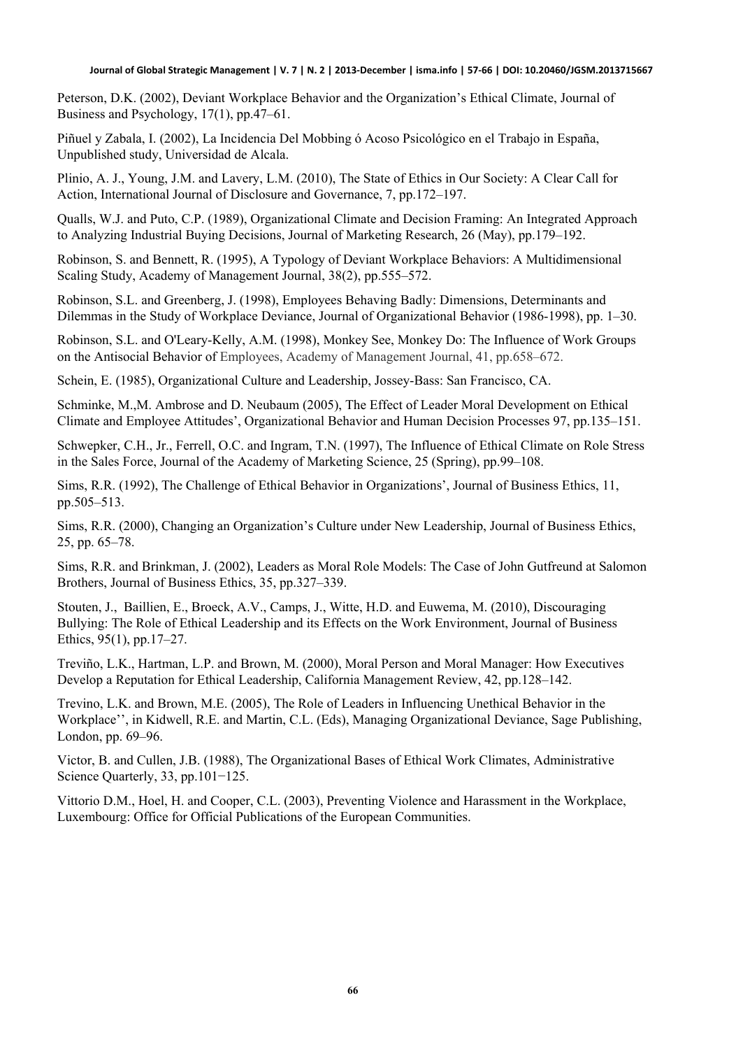Peterson, D.K. (2002), Deviant Workplace Behavior and the Organization's Ethical Climate, Journal of Business and Psychology, 17(1), pp.47–61.

Piñuel y Zabala, I. (2002), La Incidencia Del Mobbing ó Acoso Psicológico en el Trabajo in España, Unpublished study, Universidad de Alcala.

Plinio, A. J., Young, J.M. and Lavery, L.M. (2010), The State of Ethics in Our Society: A Clear Call for Action, International Journal of Disclosure and Governance, 7, pp.172–197.

Qualls, W.J. and Puto, C.P. (1989), Organizational Climate and Decision Framing: An Integrated Approach to Analyzing Industrial Buying Decisions, Journal of Marketing Research, 26 (May), pp.179–192.

Robinson, S. and Bennett, R. (1995), A Typology of Deviant Workplace Behaviors: A Multidimensional Scaling Study, Academy of Management Journal, 38(2), pp.555–572.

Robinson, S.L. and Greenberg, J. (1998), Employees Behaving Badly: Dimensions, Determinants and Dilemmas in the Study of Workplace Deviance, Journal of Organizational Behavior (1986-1998), pp. 1–30.

Robinson, S.L. and O'Leary-Kelly, A.M. (1998), Monkey See, Monkey Do: The Influence of Work Groups on the Antisocial Behavior of Employees, Academy of Management Journal, 41, pp.658–672.

Schein, E. (1985), Organizational Culture and Leadership, Jossey-Bass: San Francisco, CA.

Schminke, M.,M. Ambrose and D. Neubaum (2005), The Effect of Leader Moral Development on Ethical Climate and Employee Attitudes', Organizational Behavior and Human Decision Processes 97, pp.135–151.

Schwepker, C.H., Jr., Ferrell, O.C. and Ingram, T.N. (1997), The Influence of Ethical Climate on Role Stress in the Sales Force, Journal of the Academy of Marketing Science, 25 (Spring), pp.99–108.

Sims, R.R. (1992), The Challenge of Ethical Behavior in Organizations', Journal of Business Ethics, 11, pp.505–513.

Sims, R.R. (2000), Changing an Organization's Culture under New Leadership, Journal of Business Ethics, 25, pp. 65–78.

Sims, R.R. and Brinkman, J. (2002), Leaders as Moral Role Models: The Case of John Gutfreund at Salomon Brothers, Journal of Business Ethics, 35, pp.327–339.

Stouten, J., Baillien, E., Broeck, A.V., Camps, J., Witte, H.D. and Euwema, M. (2010), Discouraging Bullying: The Role of Ethical Leadership and its Effects on the Work Environment, Journal of Business Ethics, 95(1), pp.17–27.

Treviño, L.K., Hartman, L.P. and Brown, M. (2000), Moral Person and Moral Manager: How Executives Develop a Reputation for Ethical Leadership, California Management Review, 42, pp.128–142.

Trevino, L.K. and Brown, M.E. (2005), The Role of Leaders in Influencing Unethical Behavior in the Workplace'', in Kidwell, R.E. and Martin, C.L. (Eds), Managing Organizational Deviance, Sage Publishing, London, pp. 69–96.

Victor, B. and Cullen, J.B. (1988), The Organizational Bases of Ethical Work Climates, Administrative Science Quarterly, 33, pp.101−125.

Vittorio D.M., Hoel, H. and Cooper, C.L. (2003), Preventing Violence and Harassment in the Workplace, Luxembourg: Office for Official Publications of the European Communities.